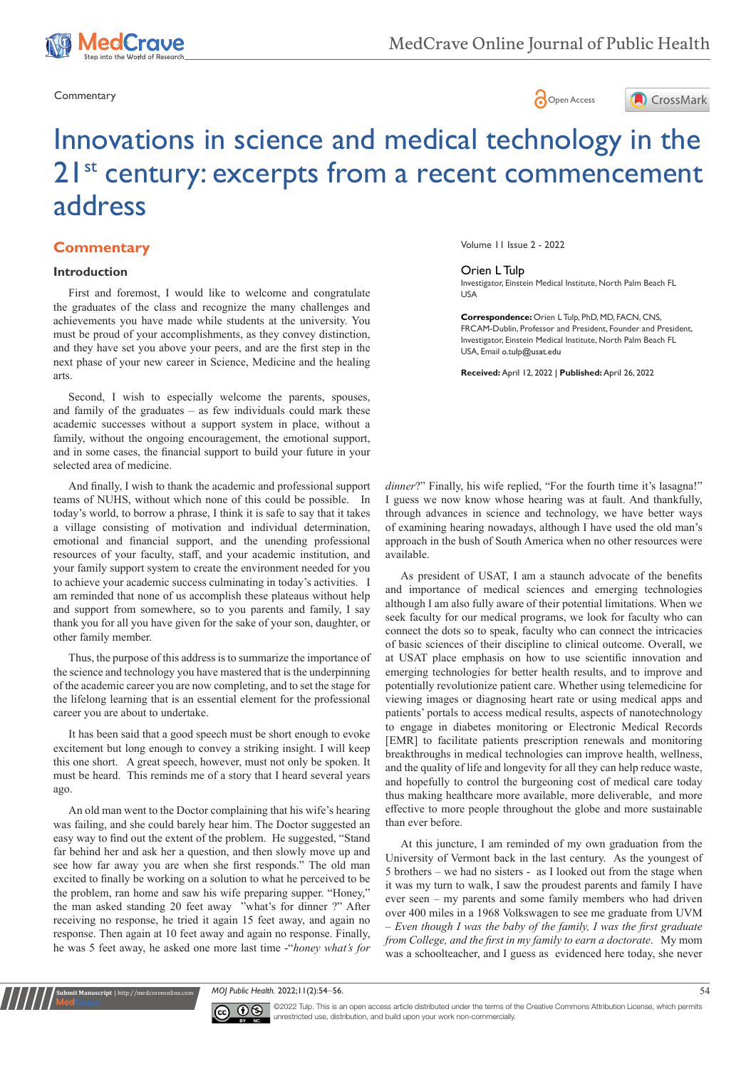Commentary

# Innovations in science and medical technology in the 21st century: excerpts from a recent commencement address

Volume 11 Issue 2 - 2022

**Orien L Tulp**

Investigator, Einstein Medical Institute, North Palm Beach FL USA

**Correspondence:** Orien L Tulp, PhD, MD, FACN, CNS, FRCAM-Dublin, Professor and President, Founder and President, Investigator, Einstein Medical Institute, North Palm Beach FL USA, Email o.tulp@usat.edu

**Received:** April 12, 2022 | **Published:** April 26, 2022

## Commentary

### Introduction

First and foremost, I would like to welcome and congratulate the graduates of the class and recognize the many challenges and achievements you have made while students at the university. You must be proud of your accomplishments, as they convey distinction, and they have set you above your peers, and are the first step in the next phase of your new career in Science, Medicine and the healing arts.

Second, I wish to especially welcome the parents, spouses, and family of the graduates – as few individuals could mark these academic successes without a support system in place, without a family, without the ongoing encouragement, the emotional support, and in some cases, the financial support to build your future in your selected area of medicine.

And finally, I wish to thank the academic and professional support teams of NUHS, without which none of this could be possible. In today's world, to borrow a phrase, I think it is safe to say that it takes a village consisting of motivation and individual determination, emotional and financial support, and the unending professional resources of your faculty, staff, and your academic institution, and your family support system to create the environment needed for you to achieve your academic success culminating in today's activities. I am reminded that none of us accomplish these plateaus without help and support from somewhere, so to you parents and family, I say thank you for all you have given for the sake of your son, daughter, or other family member.

Thus, the purpose of this address is to summarize the importance of the science and technology you have mastered that is the underpinning of the academic career you are now completing, and to set the stage for the lifelong learning that is an essential element for the professional career you are about to undertake.

It has been said that a good speech must be short enough to evoke excitement but long enough to convey a striking insight. I will keep this one short. A great speech, however, must not only be spoken. It must be heard. This reminds me of a story that I heard several years ago.

An old man went to the Doctor complaining that his wife's hearing was failing, and she could barely hear him. The Doctor suggested an easy way to find out the extent of the problem. He suggested, "Stand far behind her and ask her a question, and then slowly move up and see how far away you are when she first responds." The old man excited to finally be working on a solution to what he perceived to be the problem, ran home and saw his wife preparing supper. "Honey," the man asked standing 20 feet away "what's for dinner ?" After receiving no response, he tried it again 15 feet away, and again no response. Then again at 10 feet away and again no response. Finally, he was 5 feet away, he asked one more last time -"*honey what's for dinner*?" Finally, his wife replied, "For the fourth time it's lasagna!" I guess we now know whose hearing was at fault. And thankfully, through advances in science and technology, we have better ways of examining hearing nowadays, although I have used the old man's approach in the bush of South America when no other resources were available.

As president of USAT, I am a staunch advocate of the benefits and importance of medical sciences and emerging technologies although I am also fully aware of their potential limitations. When we seek faculty for our medical programs, we look for faculty who can connect the dots so to speak, faculty who can connect the intricacies of basic sciences of their discipline to clinical outcome. Overall, we at USAT place emphasis on how to use scientific innovation and emerging technologies for better health results, and to improve and potentially revolutionize patient care. Whether using telemedicine for viewing images or diagnosing heart rate or using medical apps and patients' portals to access medical results, aspects of nanotechnology to engage in diabetes monitoring or Electronic Medical Records [EMR] to facilitate patients prescription renewals and monitoring breakthroughs in medical technologies can improve health, wellness, and the quality of life and longevity for all they can help reduce waste, and hopefully to control the burgeoning cost of medical care today thus making healthcare more available, more deliverable, and more effective to more people throughout the globe and more sustainable than ever before.

At this juncture, I am reminded of my own graduation from the University of Vermont back in the last century. As the youngest of 5 brothers – we had no sisters - as I looked out from the stage when it was my turn to walk, I saw the proudest parents and family I have ever seen – my parents and some family members who had driven over 400 miles in a 1968 Volkswagen to see me graduate from UVM – *Even though I was the baby of the family, I was the first graduate from College, and the first in my family to earn a doctorate*. My mom was a schoolteacher, and I guess as evidenced here today, she never

©2022 Tulp. This is an open access article distributed under the terms of the Creative Commons Attribution License, which permits unrestricted use, distribution, and build upon your work non-commercially.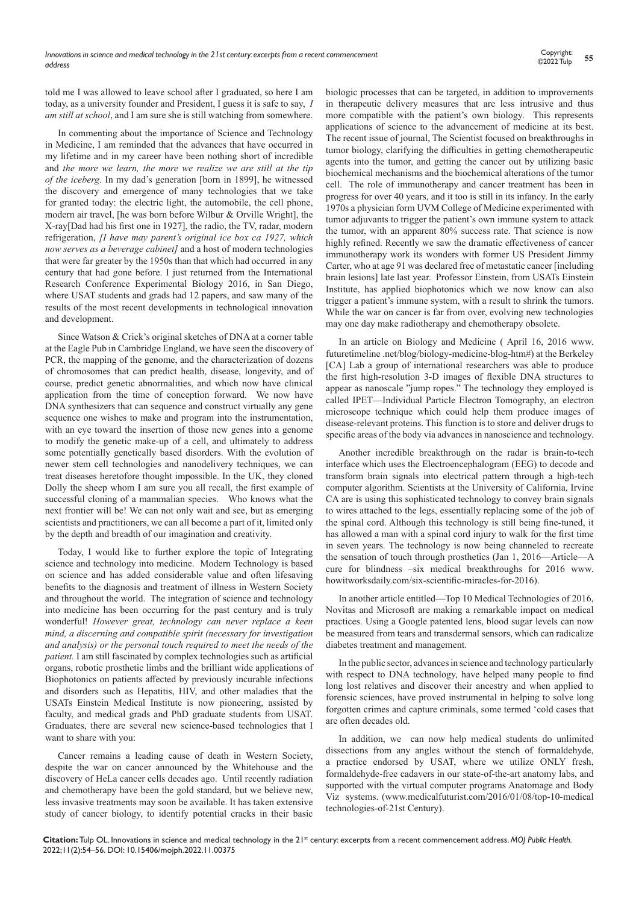told me I was allowed to leave school after I graduated, so here I am today, as a university founder and President, I guess it is safe to say, *I am still at school*, and I am sure she is still watching from somewhere.

In commenting about the importance of Science and Technology in Medicine, I am reminded that the advances that have occurred in my lifetime and in my career have been nothing short of incredible and *the more we learn, the more we realize we are still at the tip of the iceberg*. In my dad's generation [born in 1899], he witnessed the discovery and emergence of many technologies that we take for granted today: the electric light, the automobile, the cell phone, modern air travel, [he was born before Wilbur & Orville Wright], the X-ray[Dad had his first one in 1927], the radio, the TV, radar, modern refrigeration, *[I have may parent's original ice box ca 1927, which now serves as a beverage cabinet]* and a host of modern technologies that were far greater by the 1950s than that which had occurred in any century that had gone before. I just returned from the International Research Conference Experimental Biology 2016, in San Diego, where USAT students and grads had 12 papers, and saw many of the results of the most recent developments in technological innovation and development.

Since Watson & Crick's original sketches of DNA at a corner table at the Eagle Pub in Cambridge England, we have seen the discovery of PCR, the mapping of the genome, and the characterization of dozens of chromosomes that can predict health, disease, longevity, and of course, predict genetic abnormalities, and which now have clinical application from the time of conception forward. We now have DNA synthesizers that can sequence and construct virtually any gene sequence one wishes to make and program into the instrumentation, with an eye toward the insertion of those new genes into a genome to modify the genetic make-up of a cell, and ultimately to address some potentially genetically based disorders. With the evolution of newer stem cell technologies and nanodelivery techniques, we can treat diseases heretofore thought impossible. In the UK, they cloned Dolly the sheep whom I am sure you all recall, the first example of successful cloning of a mammalian species. Who knows what the next frontier will be! We can not only wait and see, but as emerging scientists and practitioners, we can all become a part of it, limited only by the depth and breadth of our imagination and creativity.

Today, I would like to further explore the topic of Integrating science and technology into medicine. Modern Technology is based on science and has added considerable value and often lifesaving benefits to the diagnosis and treatment of illness in Western Society and throughout the world. The integration of science and technology into medicine has been occurring for the past century and is truly wonderful! *However great, technology can never replace a keen mind, a discerning and compatible spirit (necessary for investigation and analysis) or the personal touch required to meet the needs of the patient.* I am still fascinated by complex technologies such as artificial organs, robotic prosthetic limbs and the brilliant wide applications of Biophotonics on patients affected by previously incurable infections and disorders such as Hepatitis, HIV, and other maladies that the USATs Einstein Medical Institute is now pioneering, assisted by faculty, and medical grads and PhD graduate students from USAT. Graduates, there are several new science-based technologies that I want to share with you:

Cancer remains a leading cause of death in Western Society, despite the war on cancer announced by the Whitehouse and the discovery of HeLa cancer cells decades ago. Until recently radiation and chemotherapy have been the gold standard, but we believe new, less invasive treatments may soon be available. It has taken extensive study of cancer biology, to identify potential cracks in their basic biologic processes that can be targeted, in addition to improvements in therapeutic delivery measures that are less intrusive and thus more compatible with the patient's own biology. This represents applications of science to the advancement of medicine at its best. The recent issue of journal, The Scientist focused on breakthroughs in tumor biology, clarifying the difficulties in getting chemotherapeutic agents into the tumor, and getting the cancer out by utilizing basic biochemical mechanisms and the biochemical alterations of the tumor cell. The role of immunotherapy and cancer treatment has been in progress for over 40 years, and it too is still in its infancy. In the early 1970s a physician form UVM College of Medicine experimented with tumor adjuvants to trigger the patient's own immune system to attack the tumor, with an apparent 80% success rate. That science is now highly refined. Recently we saw the dramatic effectiveness of cancer immunotherapy work its wonders with former US President Jimmy Carter, who at age 91 was declared free of metastatic cancer [including brain lesions] late last year. Professor Einstein, from USATs Einstein Institute, has applied biophotonics which we now know can also trigger a patient's immune system, with a result to shrink the tumors. While the war on cancer is far from over, evolving new technologies may one day make radiotherapy and chemotherapy obsolete.

In an article on Biology and Medicine ( April 16, 2016 www.futuretimeline .net/blog/biology-medicine-blog-htm#) at the Berkeley [CA] Lab a group of international researchers was able to produce the first high-resolution 3-D images of flexible DNA structures to appear as nanoscale "jump ropes." The technology they employed is called IPET—Individual Particle Electron Tomography, an electron microscope technique which could help them produce images of disease-relevant proteins. This function is to store and deliver drugs to specific areas of the body via advances in nanoscience and technology.

Another incredible breakthrough on the radar is brain-to-tech interface which uses the Electroencephalogram (EEG) to decode and transform brain signals into electrical pattern through a high-tech computer algorithm. Scientists at the University of California, Irvine CA are is using this sophisticated technology to convey brain signals to wires attached to the legs, essentially replacing some of the job of the spinal cord. Although this technology is still being fine-tuned, it has allowed a man with a spinal cord injury to walk for the first time in seven years. The technology is now being channeled to recreate the sensation of touch through prosthetics (Jan 1, 2016—Article—A cure for blindness –six medical breakthroughs for 2016 www.howitworksdaily.com/six-scientific-miracles-for-2016).

In another article entitled—Top 10 Medical Technologies of 2016, Novitas and Microsoft are making a remarkable impact on medical practices. Using a Google patented lens, blood sugar levels can now be measured from tears and transdermal sensors, which can radicalize diabetes treatment and management.

In the public sector, advances in science and technology particularly with respect to DNA technology, have helped many people to find long lost relatives and discover their ancestry and when applied to forensic sciences, have proved instrumental in helping to solve long forgotten crimes and capture criminals, some termed 'cold cases that are often decades old.

In addition, we can now help medical students do unlimited dissections from any angles without the stench of formaldehyde, a practice endorsed by USAT, where we utilize ONLY fresh, formaldehyde-free cadavers in our state-of-the-art anatomy labs, and supported with the virtual computer programs Anatomage and Body Viz systems. (www.medicalfuturist.com/2016/01/08/top-10-medical technologies-of-21st Century).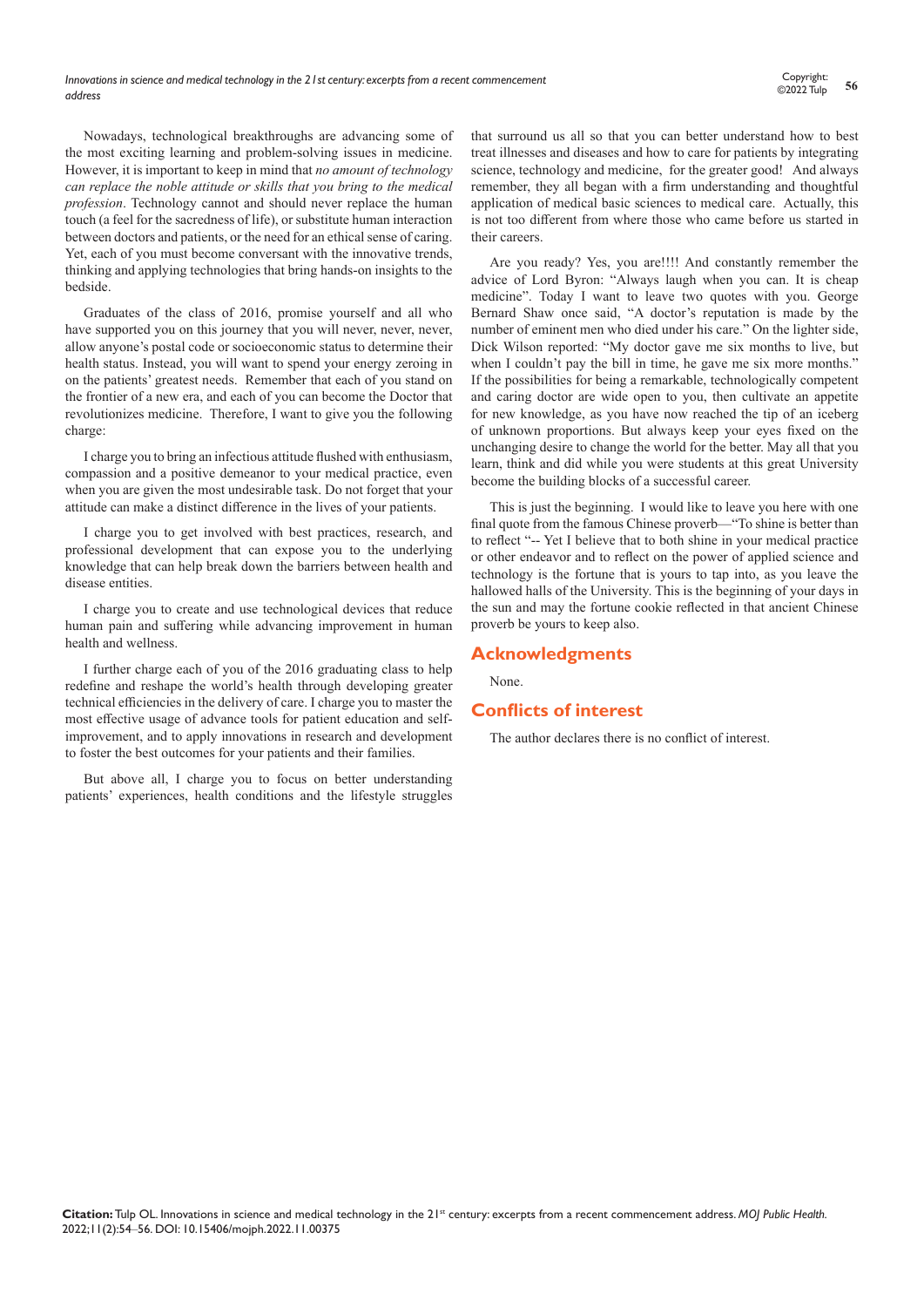Nowadays, technological breakthroughs are advancing some of the most exciting learning and problem-solving issues in medicine. However, it is important to keep in mind that *no amount of technology can replace the noble attitude or skills that you bring to the medical profession*. Technology cannot and should never replace the human touch (a feel for the sacredness of life), or substitute human interaction between doctors and patients, or the need for an ethical sense of caring. Yet, each of you must become conversant with the innovative trends, thinking and applying technologies that bring hands-on insights to the bedside.

Graduates of the class of 2016, promise yourself and all who have supported you on this journey that you will never, never, never, allow anyone's postal code or socioeconomic status to determine their health status. Instead, you will want to spend your energy zeroing in on the patients' greatest needs. Remember that each of you stand on the frontier of a new era, and each of you can become the Doctor that revolutionizes medicine. Therefore, I want to give you the following charge:

I charge you to bring an infectious attitude flushed with enthusiasm, compassion and a positive demeanor to your medical practice, even when you are given the most undesirable task. Do not forget that your attitude can make a distinct difference in the lives of your patients.

I charge you to get involved with best practices, research, and professional development that can expose you to the underlying knowledge that can help break down the barriers between health and disease entities.

I charge you to create and use technological devices that reduce human pain and suffering while advancing improvement in human health and wellness.

I further charge each of you of the 2016 graduating class to help redefine and reshape the world's health through developing greater technical efficiencies in the delivery of care. I charge you to master the most effective usage of advance tools for patient education and self-improvement, and to apply innovations in research and development to foster the best outcomes for your patients and their families.

But above all, I charge you to focus on better understanding patients' experiences, health conditions and the lifestyle struggles that surround us all so that you can better understand how to best treat illnesses and diseases and how to care for patients by integrating science, technology and medicine, for the greater good! And always remember, they all began with a firm understanding and thoughtful application of medical basic sciences to medical care. Actually, this is not too different from where those who came before us started in their careers.

Are you ready? Yes, you are!!!! And constantly remember the advice of Lord Byron: "Always laugh when you can. It is cheap medicine". Today I want to leave two quotes with you. George Bernard Shaw once said, "A doctor's reputation is made by the number of eminent men who died under his care." On the lighter side, Dick Wilson reported: "My doctor gave me six months to live, but when I couldn't pay the bill in time, he gave me six more months." If the possibilities for being a remarkable, technologically competent and caring doctor are wide open to you, then cultivate an appetite for new knowledge, as you have now reached the tip of an iceberg of unknown proportions. But always keep your eyes fixed on the unchanging desire to change the world for the better. May all that you learn, think and did while you were students at this great University become the building blocks of a successful career.

This is just the beginning. I would like to leave you here with one final quote from the famous Chinese proverb—"To shine is better than to reflect "-- Yet I believe that to both shine in your medical practice or other endeavor and to reflect on the power of applied science and technology is the fortune that is yours to tap into, as you leave the hallowed halls of the University. This is the beginning of your days in the sun and may the fortune cookie reflected in that ancient Chinese proverb be yours to keep also.

## Acknowledgments

None.

## Conflicts of interest

The author declares there is no conflict of interest.